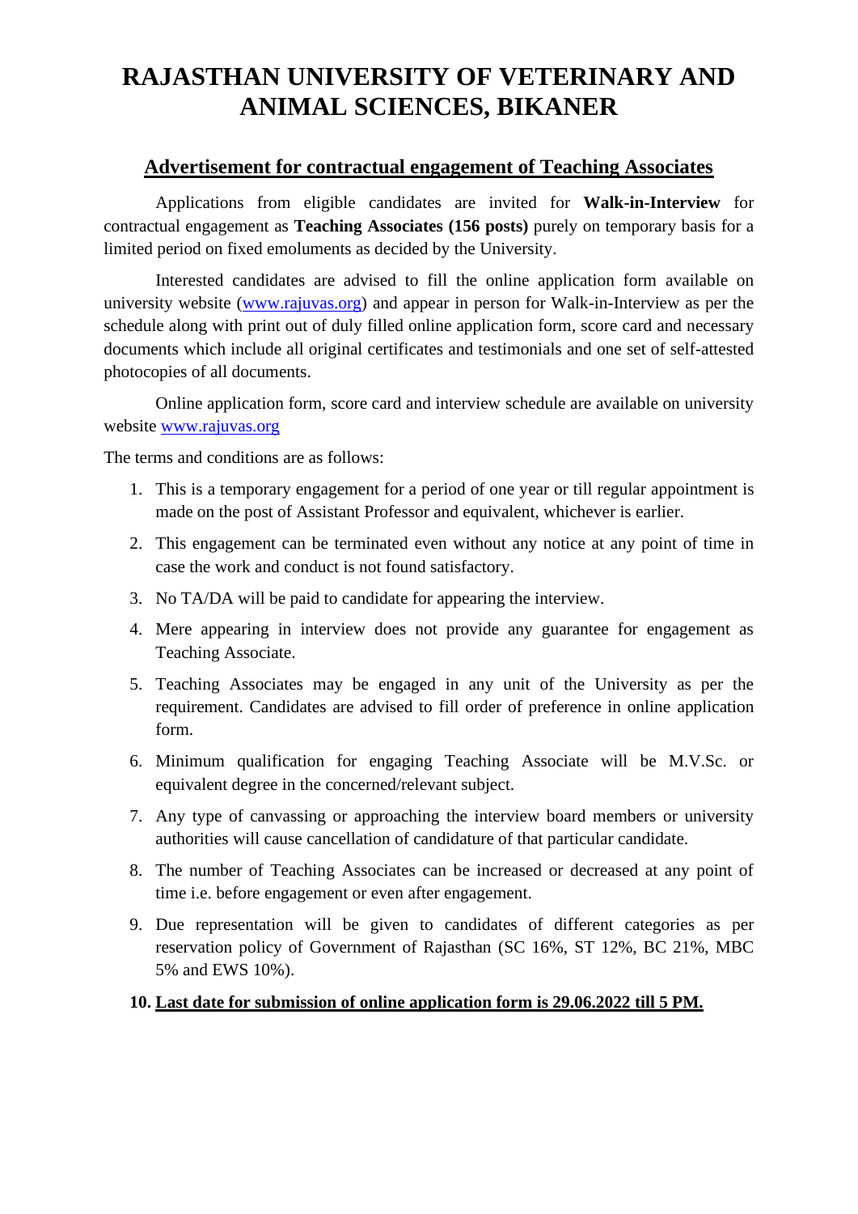# RAJASTHAN UNIVERSITY OF VETERINARY AND ANIMAL SCIENCES, BIKANER

## Advertisement for contractual engagement of Teaching Associates

Applications from eligible candidates are invited for **Walk-in-Interview** for contractual engagement as **Teaching Associates (156 posts)** purely on temporary basis for a limited period on fixed emoluments as decided by the University.

Interested candidates are advised to fill the online application form available on university website (www.rajuvas.org) and appear in person for Walk-in-Interview as per the schedule along with print out of duly filled online application form, score card and necessary documents which include all original certificates and testimonials and one set of self-attested photocopies of all documents.

Online application form, score card and interview schedule are available on university website www.rajuvas.org

The terms and conditions are as follows:

1. This is a temporary engagement for a period of one year or till regular appointment is made on the post of Assistant Professor and equivalent, whichever is earlier.
2. This engagement can be terminated even without any notice at any point of time in case the work and conduct is not found satisfactory.
3. No TA/DA will be paid to candidate for appearing the interview.
4. Mere appearing in interview does not provide any guarantee for engagement as Teaching Associate.
5. Teaching Associates may be engaged in any unit of the University as per the requirement. Candidates are advised to fill order of preference in online application form.
6. Minimum qualification for engaging Teaching Associate will be M.V.Sc. or equivalent degree in the concerned/relevant subject.
7. Any type of canvassing or approaching the interview board members or university authorities will cause cancellation of candidature of that particular candidate.
8. The number of Teaching Associates can be increased or decreased at any point of time i.e. before engagement or even after engagement.
9. Due representation will be given to candidates of different categories as per reservation policy of Government of Rajasthan (SC 16%, ST 12%, BC 21%, MBC 5% and EWS 10%).
10. **Last date for submission of online application form is 29.06.2022 till 5 PM.**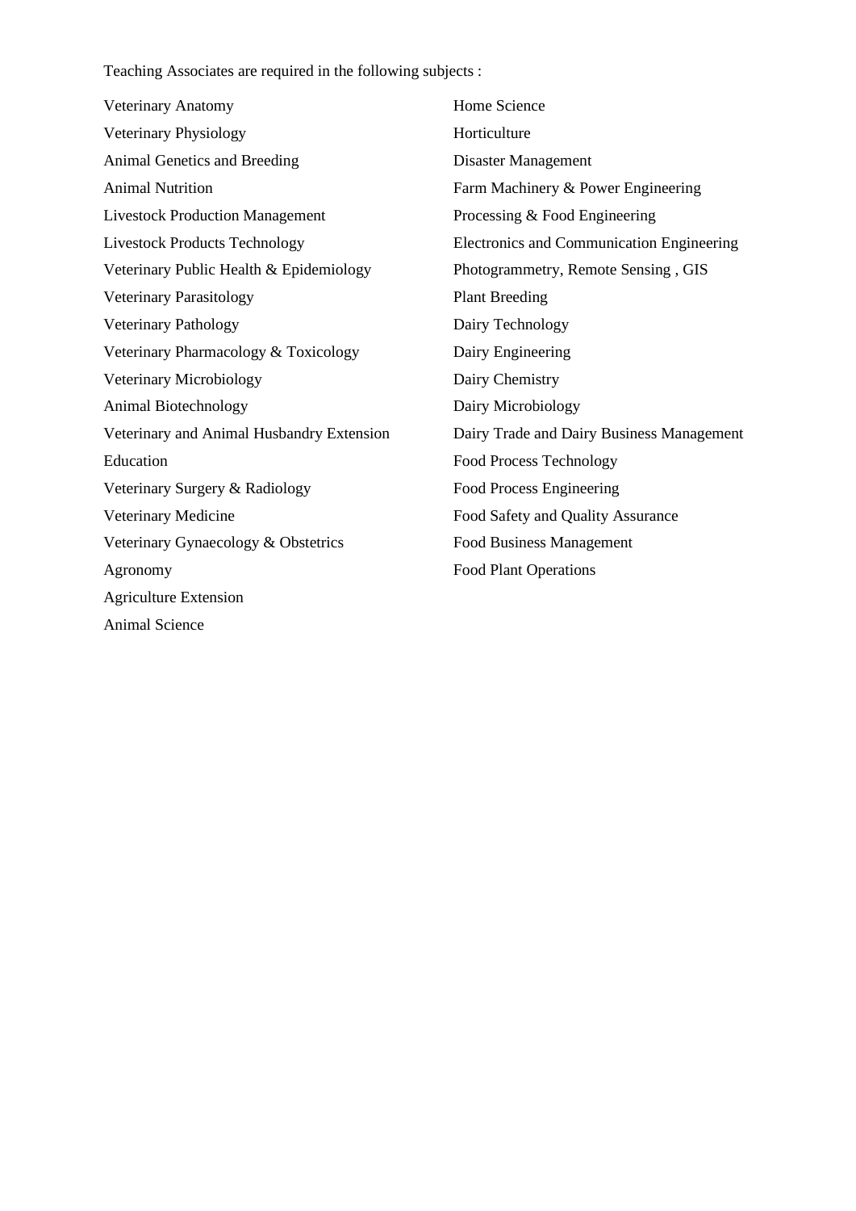Teaching Associates are required in the following subjects :

- Veterinary Anatomy
- Veterinary Physiology
- Animal Genetics and Breeding
- Animal Nutrition
- Livestock Production Management
- Livestock Products Technology
- Veterinary Public Health & Epidemiology
- Veterinary Parasitology
- Veterinary Pathology
- Veterinary Pharmacology & Toxicology
- Veterinary Microbiology
- Animal Biotechnology
- Veterinary and Animal Husbandry Extension Education
- Veterinary Surgery & Radiology
- Veterinary Medicine
- Veterinary Gynaecology & Obstetrics
- Agronomy
- Agriculture Extension
- Animal Science
- Home Science
- Horticulture
- Disaster Management
- Farm Machinery & Power Engineering
- Processing & Food Engineering
- Electronics and Communication Engineering
- Photogrammetry, Remote Sensing , GIS
- Plant Breeding
- Dairy Technology
- Dairy Engineering
- Dairy Chemistry
- Dairy Microbiology
- Dairy Trade and Dairy Business Management
- Food Process Technology
- Food Process Engineering
- Food Safety and Quality Assurance
- Food Business Management
- Food Plant Operations